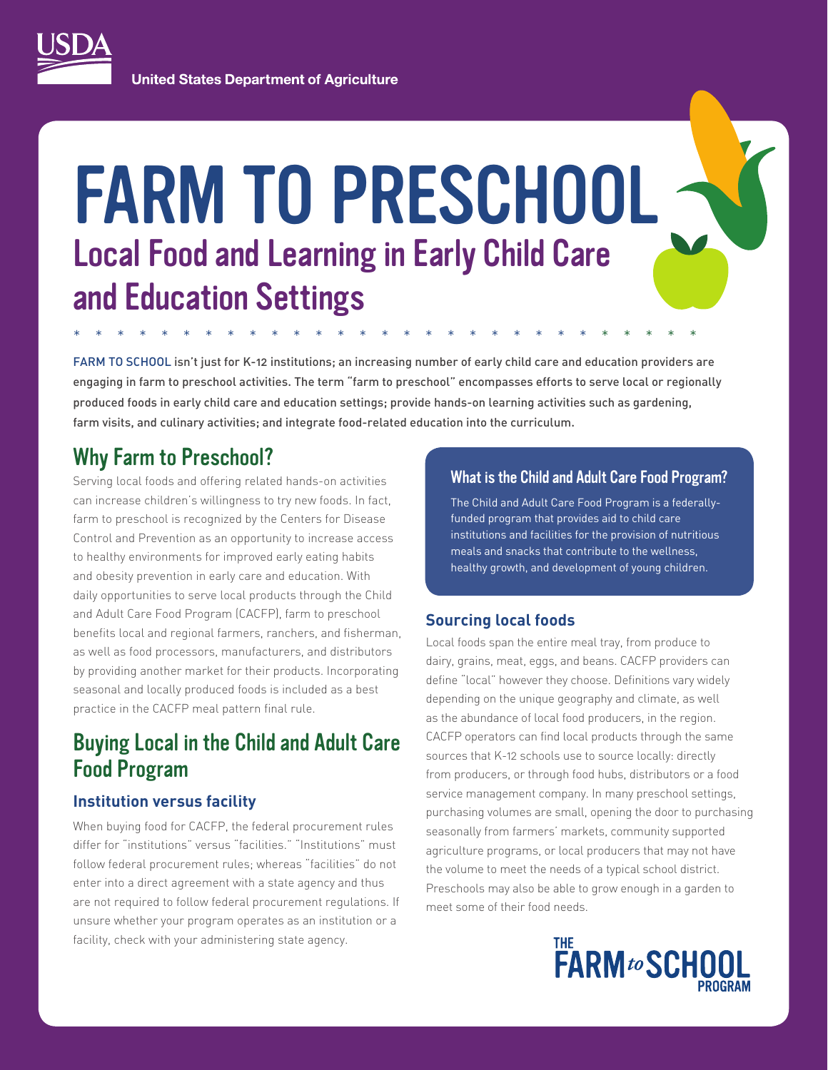United States Department of Agriculture

# FARM TO PRESCHOOL

## Local Food and Learning in Early Child Care and Education Settings

**FARM TO SCHOOL isn't just for K-12 institutions; an increasing number of early child care and education providers are engaging in farm to preschool activities. The term "farm to preschool" encompasses efforts to serve local or regionally produced foods in early child care and education settings; provide hands-on learning activities such as gardening, farm visits, and culinary activities; and integrate food-related education into the curriculum.**

## Why Farm to Preschool?

Serving local foods and offering related hands-on activities can increase children's willingness to try new foods. In fact, farm to preschool is recognized by the Centers for Disease Control and Prevention as an opportunity to increase access to healthy environments for improved early eating habits and obesity prevention in early care and education. With daily opportunities to serve local products through the Child and Adult Care Food Program (CACFP), farm to preschool benefits local and regional farmers, ranchers, and fisherman, as well as food processors, manufacturers, and distributors by providing another market for their products. Incorporating seasonal and locally produced foods is included as a best practice in the CACFP meal pattern final rule.

## Buying Local in the Child and Adult Care Food Program

### Institution versus facility

When buying food for CACFP, the federal procurement rules differ for "institutions" versus "facilities." "Institutions" must follow federal procurement rules; whereas "facilities" do not enter into a direct agreement with a state agency and thus are not required to follow federal procurement regulations. If unsure whether your program operates as an institution or a facility, check with your administering state agency.

### What is the Child and Adult Care Food Program?

The Child and Adult Care Food Program is a federally-funded program that provides aid to child care institutions and facilities for the provision of nutritious meals and snacks that contribute to the wellness, healthy growth, and development of young children.

### Sourcing local foods

Local foods span the entire meal tray, from produce to dairy, grains, meat, eggs, and beans. CACFP providers can define "local" however they choose. Definitions vary widely depending on the unique geography and climate, as well as the abundance of local food producers, in the region. CACFP operators can find local products through the same sources that K-12 schools use to source locally: directly from producers, or through food hubs, distributors or a food service management company. In many preschool settings, purchasing volumes are small, opening the door to purchasing seasonally from farmers' markets, community supported agriculture programs, or local producers that may not have the volume to meet the needs of a typical school district. Preschools may also be able to grow enough in a garden to meet some of their food needs.

THE FARM to SCHOOL PROGRAM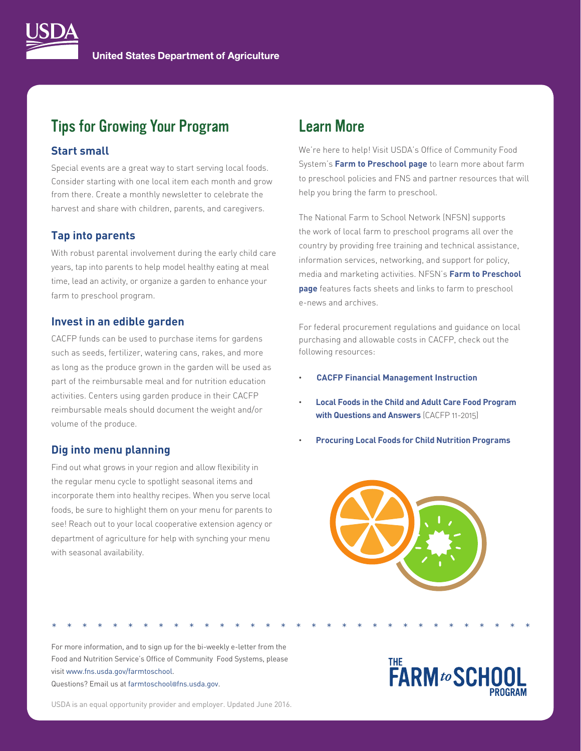# Tips for Growing Your Program

### Start small

Special events are a great way to start serving local foods. Consider starting with one local item each month and grow from there. Create a monthly newsletter to celebrate the harvest and share with children, parents, and caregivers.

### Tap into parents

With robust parental involvement during the early child care years, tap into parents to help model healthy eating at meal time, lead an activity, or organize a garden to enhance your farm to preschool program.

### Invest in an edible garden

CACFP funds can be used to purchase items for gardens such as seeds, fertilizer, watering cans, rakes, and more as long as the produce grown in the garden will be used as part of the reimbursable meal and for nutrition education activities. Centers using garden produce in their CACFP reimbursable meals should document the weight and/or volume of the produce.

### Dig into menu planning

Find out what grows in your region and allow flexibility in the regular menu cycle to spotlight seasonal items and incorporate them into healthy recipes. When you serve local foods, be sure to highlight them on your menu for parents to see! Reach out to your local cooperative extension agency or department of agriculture for help with synching your menu with seasonal availability.

# Learn More

We're here to help! Visit USDA's Office of Community Food System's **Farm to Preschool page** to learn more about farm to preschool policies and FNS and partner resources that will help you bring the farm to preschool.

The National Farm to School Network (NFSN) supports the work of local farm to preschool programs all over the country by providing free training and technical assistance, information services, networking, and support for policy, media and marketing activities. NFSN's **Farm to Preschool page** features facts sheets and links to farm to preschool e-news and archives.

For federal procurement regulations and guidance on local purchasing and allowable costs in CACFP, check out the following resources:

- **CACFP Financial Management Instruction**
- **Local Foods in the Child and Adult Care Food Program with Questions and Answers** (CACFP 11-2015)
- **Procuring Local Foods for Child Nutrition Programs**

For more information, and to sign up for the bi-weekly e-letter from the Food and Nutrition Service's Office of Community Food Systems, please visit www.fns.usda.gov/farmtoschool.
Questions? Email us at farmtoschool@fns.usda.gov.

USDA is an equal opportunity provider and employer. Updated June 2016.